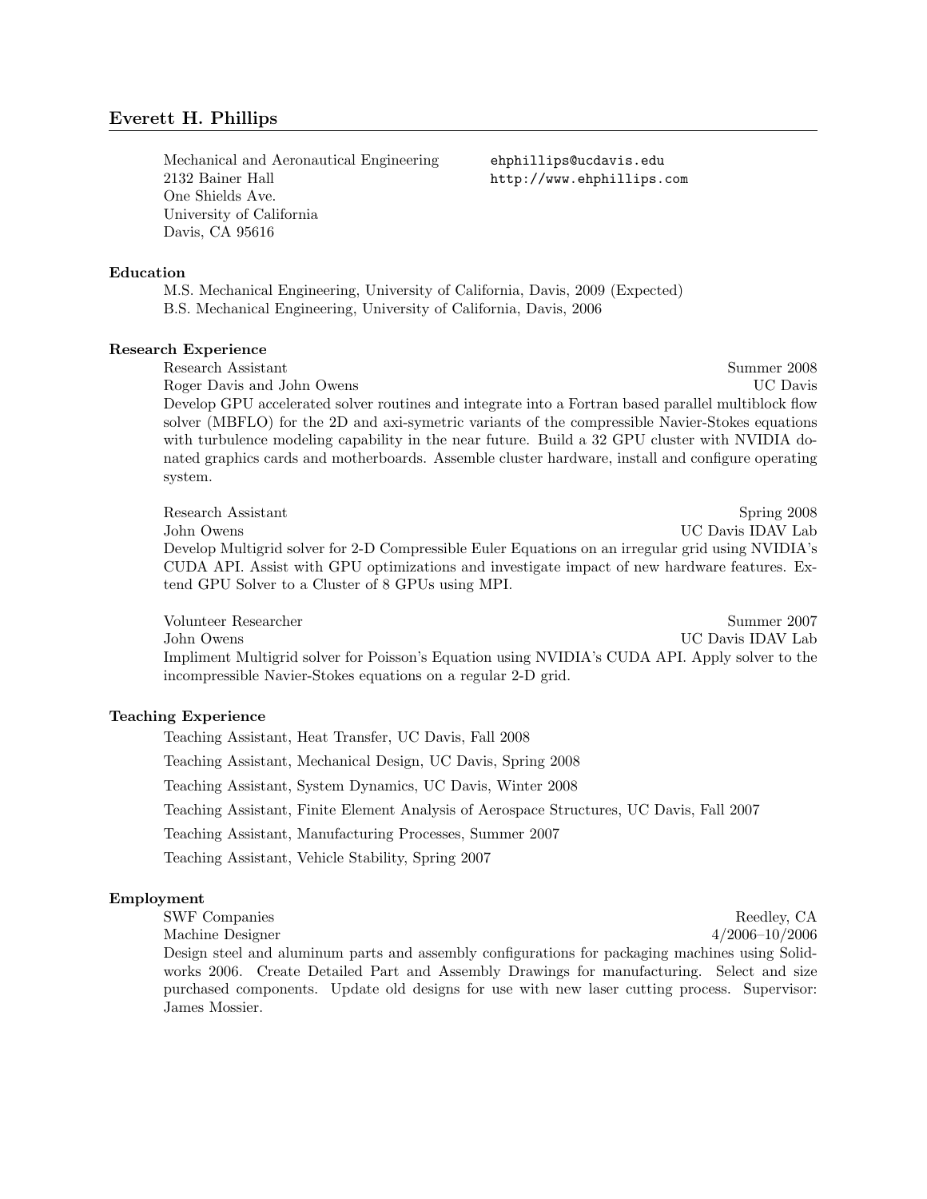# Everett H. Phillips

Mechanical and Aeronautical Engineering
2132 Bainer Hall
One Shields Ave.
University of California
Davis, CA 95616

ehphillips@ucdavis.edu
http://www.ehphillips.com

## Education

M.S. Mechanical Engineering, University of California, Davis, 2009 (Expected)
B.S. Mechanical Engineering, University of California, Davis, 2006

## Research Experience

Research Assistant — Summer 2008
Roger Davis and John Owens — UC Davis
Develop GPU accelerated solver routines and integrate into a Fortran based parallel multiblock flow solver (MBFLO) for the 2D and axi-symetric variants of the compressible Navier-Stokes equations with turbulence modeling capability in the near future. Build a 32 GPU cluster with NVIDIA donated graphics cards and motherboards. Assemble cluster hardware, install and configure operating system.

Research Assistant — Spring 2008
John Owens — UC Davis IDAV Lab
Develop Multigrid solver for 2-D Compressible Euler Equations on an irregular grid using NVIDIA's CUDA API. Assist with GPU optimizations and investigate impact of new hardware features. Extend GPU Solver to a Cluster of 8 GPUs using MPI.

Volunteer Researcher — Summer 2007
John Owens — UC Davis IDAV Lab
Impliment Multigrid solver for Poisson's Equation using NVIDIA's CUDA API. Apply solver to the incompressible Navier-Stokes equations on a regular 2-D grid.

## Teaching Experience

Teaching Assistant, Heat Transfer, UC Davis, Fall 2008

Teaching Assistant, Mechanical Design, UC Davis, Spring 2008

Teaching Assistant, System Dynamics, UC Davis, Winter 2008

Teaching Assistant, Finite Element Analysis of Aerospace Structures, UC Davis, Fall 2007

Teaching Assistant, Manufacturing Processes, Summer 2007

Teaching Assistant, Vehicle Stability, Spring 2007

## Employment

SWF Companies — Reedley, CA
Machine Designer — 4/2006–10/2006
Design steel and aluminum parts and assembly configurations for packaging machines using Solidworks 2006. Create Detailed Part and Assembly Drawings for manufacturing. Select and size purchased components. Update old designs for use with new laser cutting process. Supervisor: James Mossier.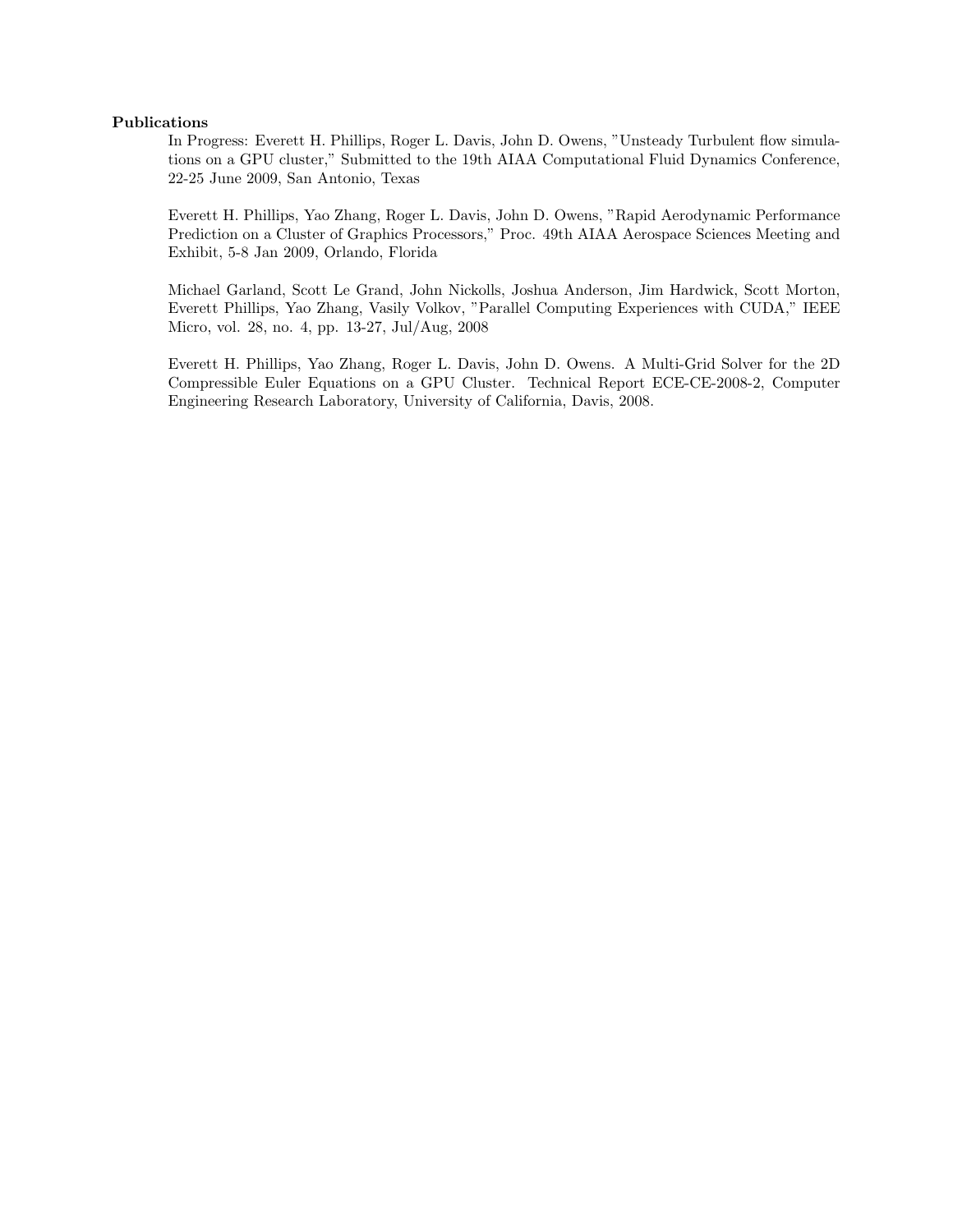**Publications**

In Progress: Everett H. Phillips, Roger L. Davis, John D. Owens, "Unsteady Turbulent flow simulations on a GPU cluster," Submitted to the 19th AIAA Computational Fluid Dynamics Conference, 22-25 June 2009, San Antonio, Texas

Everett H. Phillips, Yao Zhang, Roger L. Davis, John D. Owens, "Rapid Aerodynamic Performance Prediction on a Cluster of Graphics Processors," Proc. 49th AIAA Aerospace Sciences Meeting and Exhibit, 5-8 Jan 2009, Orlando, Florida

Michael Garland, Scott Le Grand, John Nickolls, Joshua Anderson, Jim Hardwick, Scott Morton, Everett Phillips, Yao Zhang, Vasily Volkov, "Parallel Computing Experiences with CUDA," IEEE Micro, vol. 28, no. 4, pp. 13-27, Jul/Aug, 2008

Everett H. Phillips, Yao Zhang, Roger L. Davis, John D. Owens. A Multi-Grid Solver for the 2D Compressible Euler Equations on a GPU Cluster. Technical Report ECE-CE-2008-2, Computer Engineering Research Laboratory, University of California, Davis, 2008.